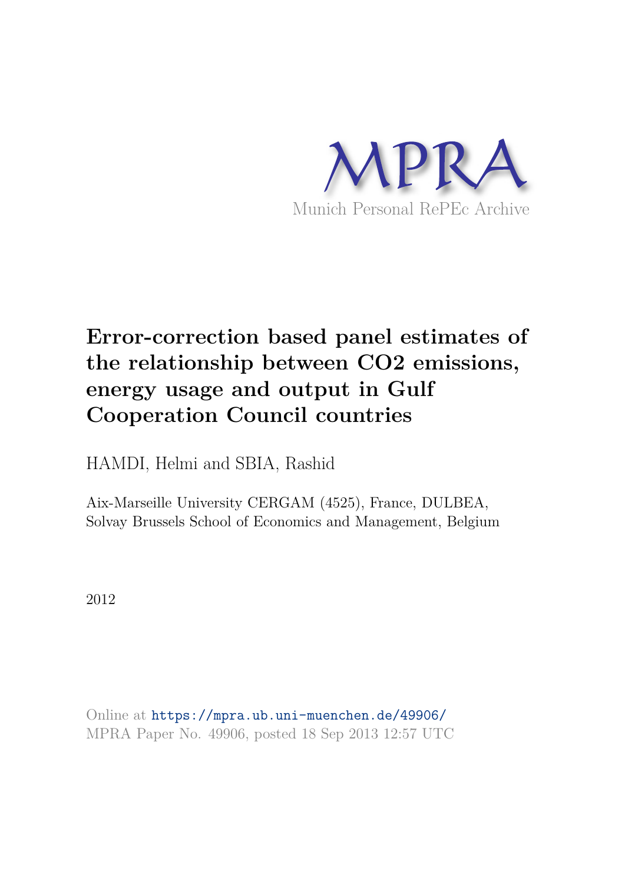MPRA

Munich Personal RePEc Archive

# Error-correction based panel estimates of the relationship between CO2 emissions, energy usage and output in Gulf Cooperation Council countries

HAMDI, Helmi and SBIA, Rashid

Aix-Marseille University CERGAM (4525), France, DULBEA, Solvay Brussels School of Economics and Management, Belgium

2012

Online at https://mpra.ub.uni-muenchen.de/49906/
MPRA Paper No. 49906, posted 18 Sep 2013 12:57 UTC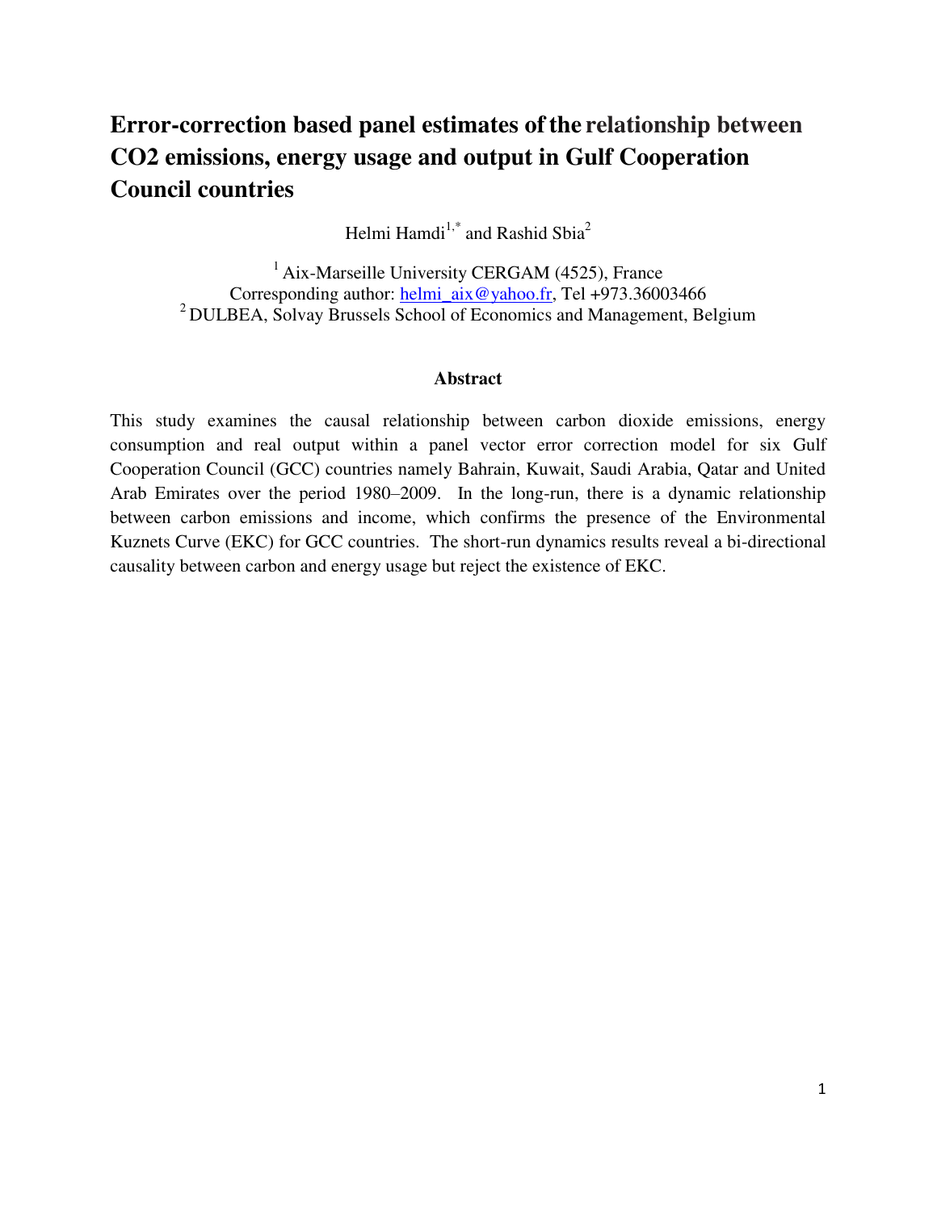# Error-correction based panel estimates of the relationship between CO2 emissions, energy usage and output in Gulf Cooperation Council countries

Helmi Hamdi[1,*] and Rashid Sbia[2]

[1] Aix-Marseille University CERGAM (4525), France
Corresponding author: helmi_aix@yahoo.fr, Tel +973.36003466
[2] DULBEA, Solvay Brussels School of Economics and Management, Belgium

### Abstract

This study examines the causal relationship between carbon dioxide emissions, energy consumption and real output within a panel vector error correction model for six Gulf Cooperation Council (GCC) countries namely Bahrain, Kuwait, Saudi Arabia, Qatar and United Arab Emirates over the period 1980–2009. In the long-run, there is a dynamic relationship between carbon emissions and income, which confirms the presence of the Environmental Kuznets Curve (EKC) for GCC countries. The short-run dynamics results reveal a bi-directional causality between carbon and energy usage but reject the existence of EKC.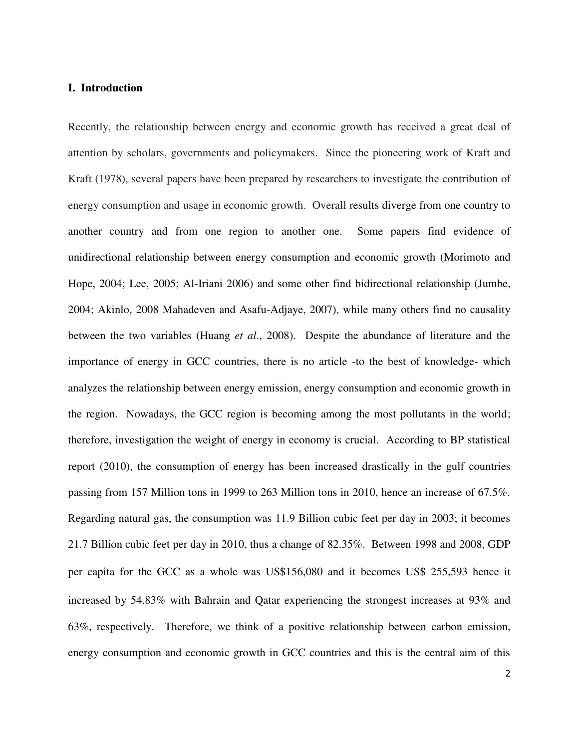## I. Introduction

Recently, the relationship between energy and economic growth has received a great deal of attention by scholars, governments and policymakers. Since the pioneering work of Kraft and Kraft (1978), several papers have been prepared by researchers to investigate the contribution of energy consumption and usage in economic growth. Overall results diverge from one country to another country and from one region to another one. Some papers find evidence of unidirectional relationship between energy consumption and economic growth (Morimoto and Hope, 2004; Lee, 2005; Al-Iriani 2006) and some other find bidirectional relationship (Jumbe, 2004; Akinlo, 2008 Mahadeven and Asafu-Adjaye, 2007), while many others find no causality between the two variables (Huang *et al*., 2008). Despite the abundance of literature and the importance of energy in GCC countries, there is no article -to the best of knowledge- which analyzes the relationship between energy emission, energy consumption and economic growth in the region. Nowadays, the GCC region is becoming among the most pollutants in the world; therefore, investigation the weight of energy in economy is crucial. According to BP statistical report (2010), the consumption of energy has been increased drastically in the gulf countries passing from 157 Million tons in 1999 to 263 Million tons in 2010, hence an increase of 67.5%. Regarding natural gas, the consumption was 11.9 Billion cubic feet per day in 2003; it becomes 21.7 Billion cubic feet per day in 2010, thus a change of 82.35%. Between 1998 and 2008, GDP per capita for the GCC as a whole was US$156,080 and it becomes US$ 255,593 hence it increased by 54.83% with Bahrain and Qatar experiencing the strongest increases at 93% and 63%, respectively. Therefore, we think of a positive relationship between carbon emission, energy consumption and economic growth in GCC countries and this is the central aim of this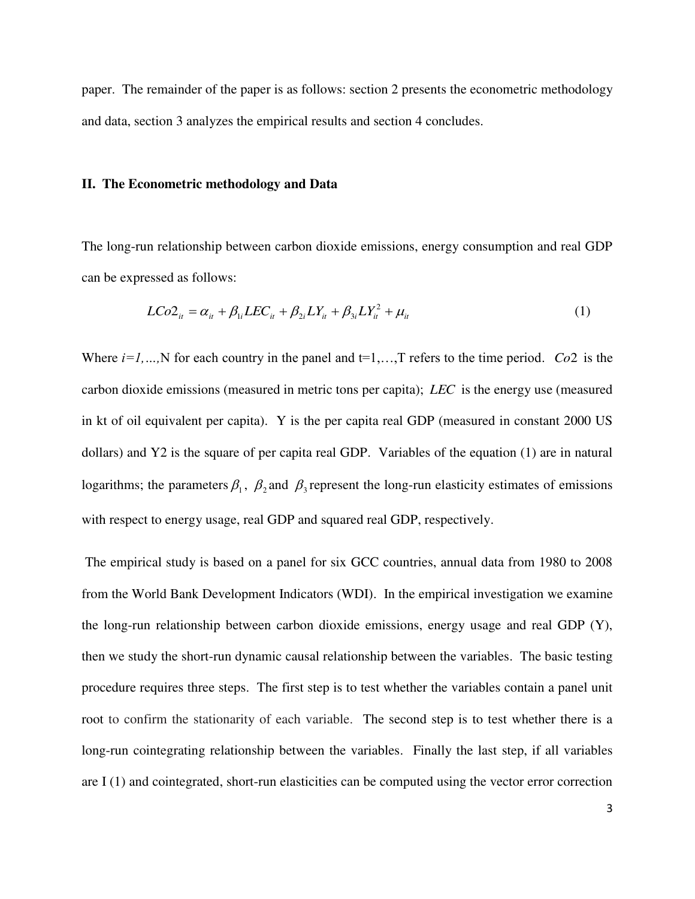paper. The remainder of the paper is as follows: section 2 presents the econometric methodology and data, section 3 analyzes the empirical results and section 4 concludes.

## II. The Econometric methodology and Data

The long-run relationship between carbon dioxide emissions, energy consumption and real GDP can be expressed as follows:

$$LCo2_{it} = \alpha_{it} + \beta_{1i} LEC_{it} + \beta_{2i} LY_{it} + \beta_{3i} LY_{it}^{2} + \mu_{it} \tag{1}$$

Where *i=1,…,*N for each country in the panel and t=1,…,T refers to the time period. $Co2$ is the carbon dioxide emissions (measured in metric tons per capita); $LEC$ is the energy use (measured in kt of oil equivalent per capita). Y is the per capita real GDP (measured in constant 2000 US dollars) and Y2 is the square of per capita real GDP. Variables of the equation (1) are in natural logarithms; the parameters $\beta_1$, $\beta_2$ and $\beta_3$ represent the long-run elasticity estimates of emissions with respect to energy usage, real GDP and squared real GDP, respectively.

The empirical study is based on a panel for six GCC countries, annual data from 1980 to 2008 from the World Bank Development Indicators (WDI). In the empirical investigation we examine the long-run relationship between carbon dioxide emissions, energy usage and real GDP (Y), then we study the short-run dynamic causal relationship between the variables. The basic testing procedure requires three steps. The first step is to test whether the variables contain a panel unit root to confirm the stationarity of each variable. The second step is to test whether there is a long-run cointegrating relationship between the variables. Finally the last step, if all variables are I (1) and cointegrated, short-run elasticities can be computed using the vector error correction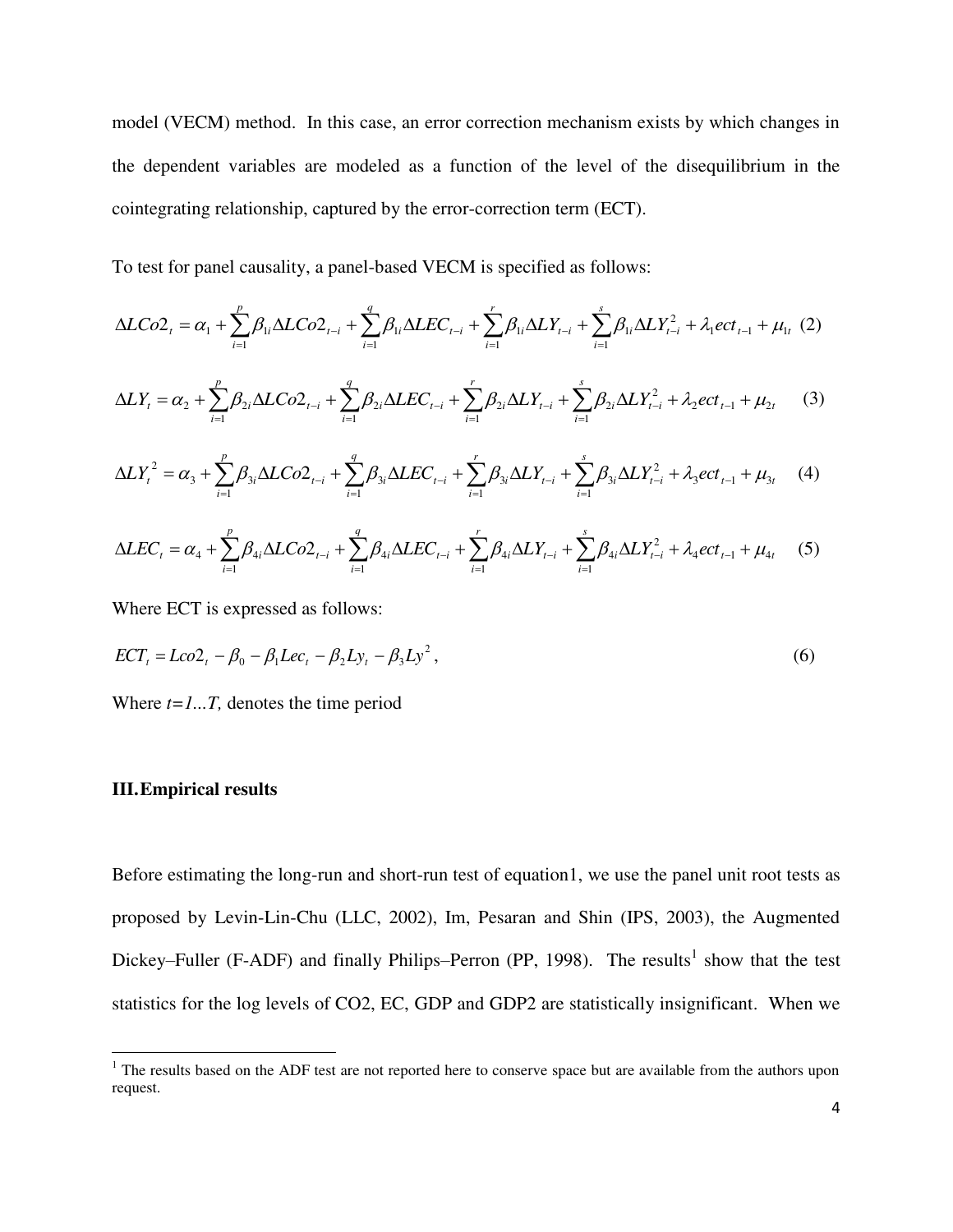model (VECM) method. In this case, an error correction mechanism exists by which changes in the dependent variables are modeled as a function of the level of the disequilibrium in the cointegrating relationship, captured by the error-correction term (ECT).

To test for panel causality, a panel-based VECM is specified as follows:

$$\Delta LCo2_t = \alpha_1 + \sum_{i=1}^{p} \beta_{1i} \Delta LCo2_{t-i} + \sum_{i=1}^{q} \beta_{1i} \Delta LEC_{t-i} + \sum_{i=1}^{r} \beta_{1i} \Delta LY_{t-i} + \sum_{i=1}^{s} \beta_{1i} \Delta LY_{t-i}^2 + \lambda_1 ect_{t-1} + \mu_{1t} \quad (2)$$

$$\Delta LY_t = \alpha_2 + \sum_{i=1}^{p} \beta_{2i} \Delta LCo2_{t-i} + \sum_{i=1}^{q} \beta_{2i} \Delta LEC_{t-i} + \sum_{i=1}^{r} \beta_{2i} \Delta LY_{t-i} + \sum_{i=1}^{s} \beta_{2i} \Delta LY_{t-i}^2 + \lambda_2 ect_{t-1} + \mu_{2t} \quad (3)$$

$$\Delta LY_t^{\,2} = \alpha_3 + \sum_{i=1}^{p} \beta_{3i} \Delta LCo2_{t-i} + \sum_{i=1}^{q} \beta_{3i} \Delta LEC_{t-i} + \sum_{i=1}^{r} \beta_{3i} \Delta LY_{t-i} + \sum_{i=1}^{s} \beta_{3i} \Delta LY_{t-i}^2 + \lambda_3 ect_{t-1} + \mu_{3t} \quad (4)$$

$$\Delta LEC_t = \alpha_4 + \sum_{i=1}^{p} \beta_{4i} \Delta LCo2_{t-i} + \sum_{i=1}^{q} \beta_{4i} \Delta LEC_{t-i} + \sum_{i=1}^{r} \beta_{4i} \Delta LY_{t-i} + \sum_{i=1}^{s} \beta_{4i} \Delta LY_{t-i}^2 + \lambda_4 ect_{t-1} + \mu_{4t} \quad (5)$$

Where ECT is expressed as follows:

$$ECT_t = Lco2_t - \beta_0 - \beta_1 Lec_t - \beta_2 Ly_t - \beta_3 Ly^2, \quad (6)$$

Where $t=1...T$, denotes the time period

## III. Empirical results

Before estimating the long-run and short-run test of equation1, we use the panel unit root tests as proposed by Levin-Lin-Chu (LLC, 2002), Im, Pesaran and Shin (IPS, 2003), the Augmented Dickey–Fuller (F-ADF) and finally Philips–Perron (PP, 1998). The results[1] show that the test statistics for the log levels of CO2, EC, GDP and GDP2 are statistically insignificant. When we

[1] The results based on the ADF test are not reported here to conserve space but are available from the authors upon request.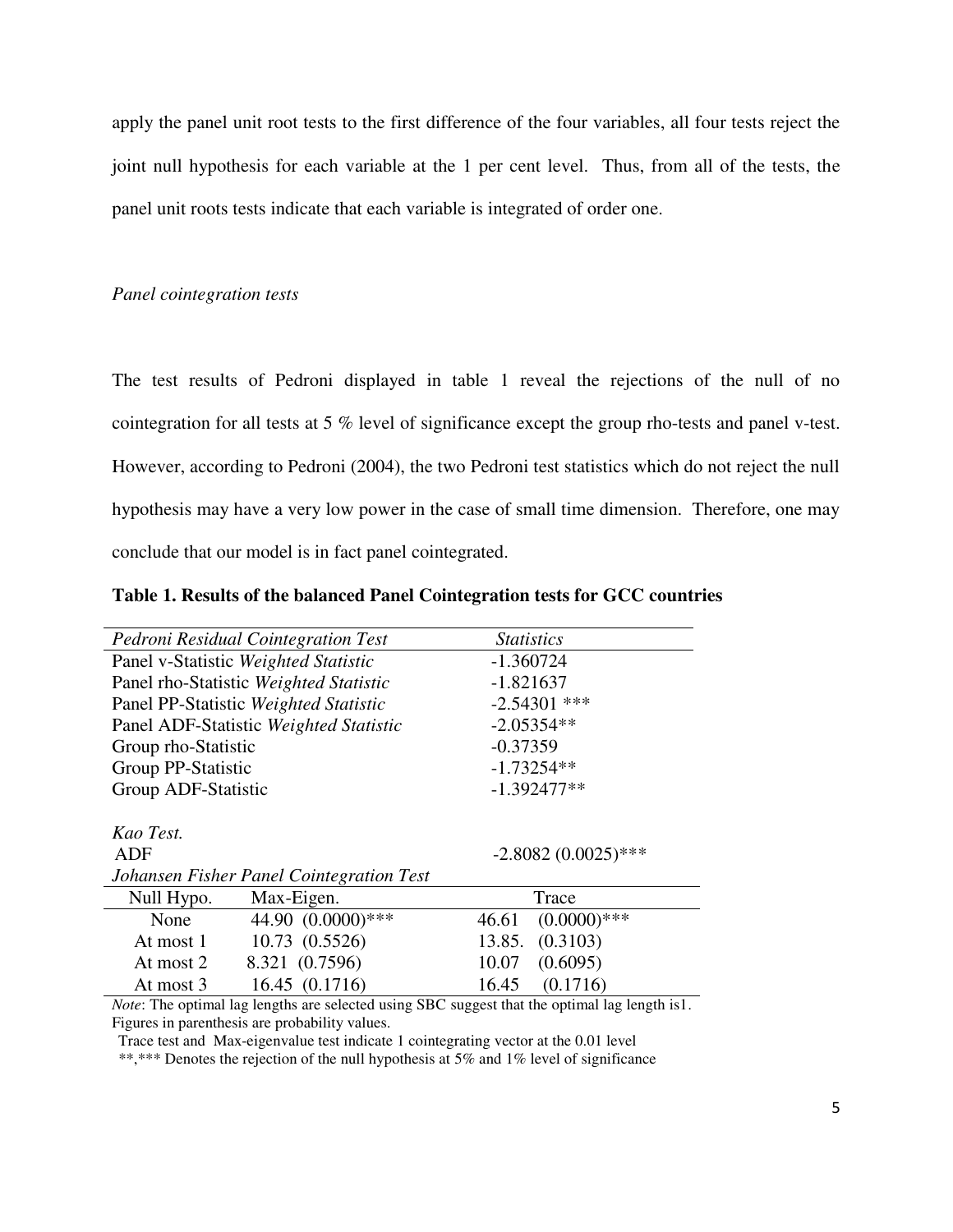apply the panel unit root tests to the first difference of the four variables, all four tests reject the joint null hypothesis for each variable at the 1 per cent level. Thus, from all of the tests, the panel unit roots tests indicate that each variable is integrated of order one.

*Panel cointegration tests*

The test results of Pedroni displayed in table 1 reveal the rejections of the null of no cointegration for all tests at 5 % level of significance except the group rho-tests and panel v-test. However, according to Pedroni (2004), the two Pedroni test statistics which do not reject the null hypothesis may have a very low power in the case of small time dimension. Therefore, one may conclude that our model is in fact panel cointegrated.

**Table 1. Results of the balanced Panel Cointegration tests for GCC countries**

| *Pedroni Residual Cointegration Test* | | *Statistics* |
|---|---|---|
| Panel v-Statistic *Weighted Statistic* | | -1.360724 |
| Panel rho-Statistic *Weighted Statistic* | | -1.821637 |
| Panel PP-Statistic *Weighted Statistic* | | -2.54301 *** |
| Panel ADF-Statistic *Weighted Statistic* | | -2.05354** |
| Group rho-Statistic | | -0.37359 |
| Group PP-Statistic | | -1.73254** |
| Group ADF-Statistic | | -1.392477** |
| *Kao Test.* | | |
| ADF | | -2.8082 (0.0025)*** |
| *Johansen Fisher Panel Cointegration Test* | | |
| Null Hypo. | Max-Eigen. | Trace |
| None | 44.90 (0.0000)*** | 46.61 (0.0000)*** |
| At most 1 | 10.73 (0.5526) | 13.85. (0.3103) |
| At most 2 | 8.321 (0.7596) | 10.07 (0.6095) |
| At most 3 | 16.45 (0.1716) | 16.45 (0.1716) |

*Note*: The optimal lag lengths are selected using SBC suggest that the optimal lag length is1. Figures in parenthesis are probability values.

Trace test and Max-eigenvalue test indicate 1 cointegrating vector at the 0.01 level

**,*** Denotes the rejection of the null hypothesis at 5% and 1% level of significance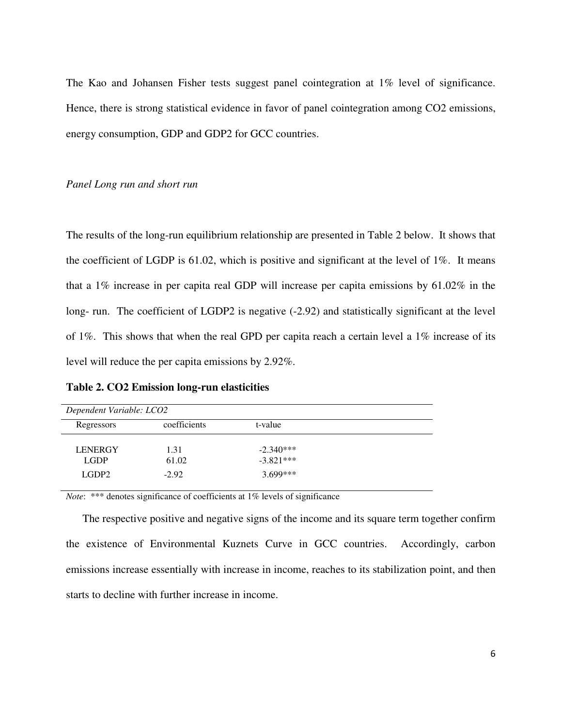The Kao and Johansen Fisher tests suggest panel cointegration at 1% level of significance. Hence, there is strong statistical evidence in favor of panel cointegration among $CO_2$ emissions, energy consumption, GDP and GDP2 for GCC countries.

*Panel Long run and short run*

The results of the long-run equilibrium relationship are presented in Table 2 below. It shows that the coefficient of LGDP is 61.02, which is positive and significant at the level of 1%. It means that a 1% increase in per capita real GDP will increase per capita emissions by 61.02% in the long- run. The coefficient of LGDP2 is negative (-2.92) and statistically significant at the level of 1%. This shows that when the real GPD per capita reach a certain level a 1% increase of its level will reduce the per capita emissions by 2.92%.

**Table 2. CO2 Emission long-run elasticities**

| *Dependent Variable: LCO2* | | |
|---|---|---|
| Regressors | coefficients | t-value |
| LENERGY | 1.31 | -2.340*** |
| LGDP | 61.02 | -3.821*** |
| LGDP2 | -2.92 | 3.699*** |

*Note*: *** denotes significance of coefficients at 1% levels of significance

The respective positive and negative signs of the income and its square term together confirm the existence of Environmental Kuznets Curve in GCC countries. Accordingly, carbon emissions increase essentially with increase in income, reaches to its stabilization point, and then starts to decline with further increase in income.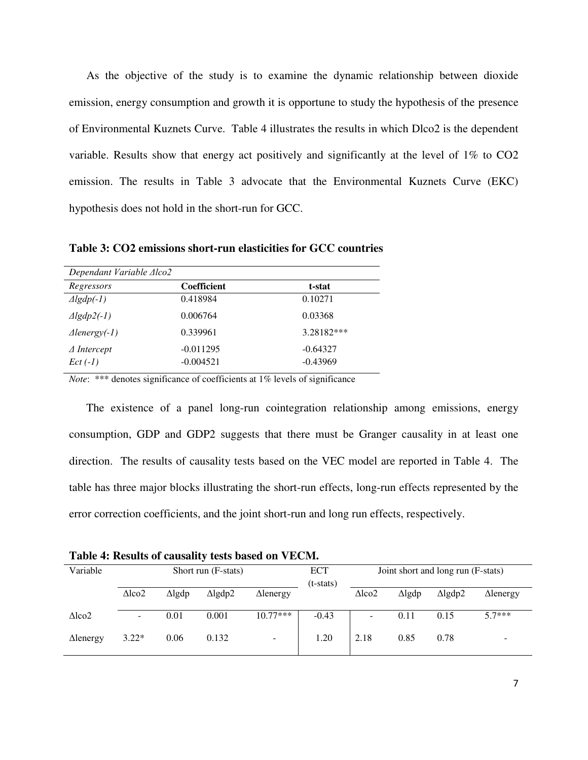As the objective of the study is to examine the dynamic relationship between dioxide emission, energy consumption and growth it is opportune to study the hypothesis of the presence of Environmental Kuznets Curve. Table 4 illustrates the results in which Dlco2 is the dependent variable. Results show that energy act positively and significantly at the level of 1% to CO2 emission. The results in Table 3 advocate that the Environmental Kuznets Curve (EKC) hypothesis does not hold in the short-run for GCC.

**Table 3: CO2 emissions short-run elasticities for GCC countries**

| *Dependant Variable Δlco2* | | |
|---|---|---|
| *Regressors* | **Coefficient** | **t-stat** |
| *Δlgdp(-1)* | 0.418984 | 0.10271 |
| *Δlgdp2(-1)* | 0.006764 | 0.03368 |
| *Δlenergy(-1)* | 0.339961 | 3.28182*** |
| *Δ Intercept* | -0.011295 | -0.64327 |
| *Ect (-1)* | -0.004521 | -0.43969 |

*Note*: *** denotes significance of coefficients at 1% levels of significance

The existence of a panel long-run cointegration relationship among emissions, energy consumption, GDP and GDP2 suggests that there must be Granger causality in at least one direction. The results of causality tests based on the VEC model are reported in Table 4. The table has three major blocks illustrating the short-run effects, long-run effects represented by the error correction coefficients, and the joint short-run and long run effects, respectively.

**Table 4: Results of causality tests based on VECM.**

| Variable | Short run (F-stats) | | | | ECT (t-stats) | Joint short and long run (F-stats) | | | |
|---|---|---|---|---|---|---|---|---|---|
| | Δlco2 | Δlgdp | Δlgdp2 | Δlenergy | | Δlco2 | Δlgdp | Δlgdp2 | Δlenergy |
| Δlco2 | - | 0.01 | 0.001 | 10.77*** | -0.43 | - | 0.11 | 0.15 | 5.7*** |
| Δlenergy | 3.22* | 0.06 | 0.132 | - | 1.20 | 2.18 | 0.85 | 0.78 | - |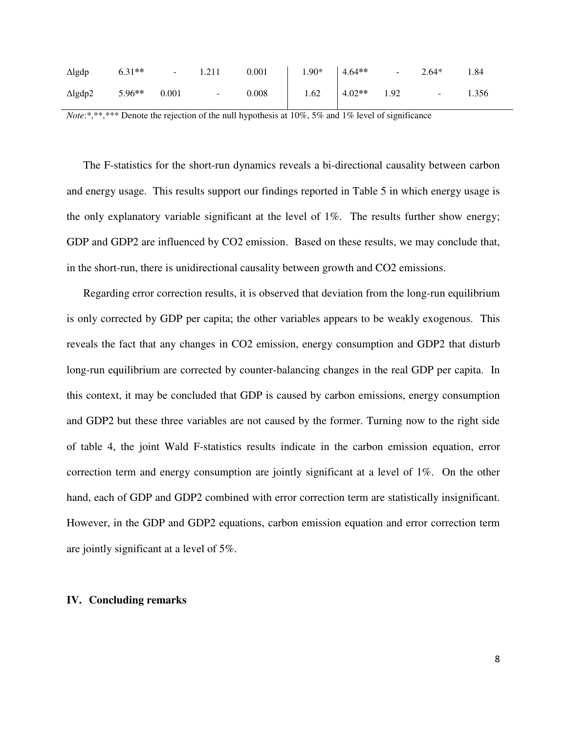| | | | | | | | | | |
|---|---|---|---|---|---|---|---|---|---|
| Δlgdp | 6.31** | - | 1.211 | 0.001 | 1.90* | 4.64** | - | 2.64* | 1.84 |
| Δlgdp2 | 5.96** | 0.001 | - | 0.008 | 1.62 | 4.02** | 1.92 | - | 1.356 |

*Note*:*,**,*** Denote the rejection of the null hypothesis at 10%, 5% and 1% level of significance

The F-statistics for the short-run dynamics reveals a bi-directional causality between carbon and energy usage. This results support our findings reported in Table 5 in which energy usage is the only explanatory variable significant at the level of 1%. The results further show energy; GDP and GDP2 are influenced by CO2 emission. Based on these results, we may conclude that, in the short-run, there is unidirectional causality between growth and CO2 emissions.

Regarding error correction results, it is observed that deviation from the long-run equilibrium is only corrected by GDP per capita; the other variables appears to be weakly exogenous. This reveals the fact that any changes in CO2 emission, energy consumption and GDP2 that disturb long-run equilibrium are corrected by counter-balancing changes in the real GDP per capita. In this context, it may be concluded that GDP is caused by carbon emissions, energy consumption and GDP2 but these three variables are not caused by the former. Turning now to the right side of table 4, the joint Wald F-statistics results indicate in the carbon emission equation, error correction term and energy consumption are jointly significant at a level of 1%. On the other hand, each of GDP and GDP2 combined with error correction term are statistically insignificant. However, in the GDP and GDP2 equations, carbon emission equation and error correction term are jointly significant at a level of 5%.

## IV. Concluding remarks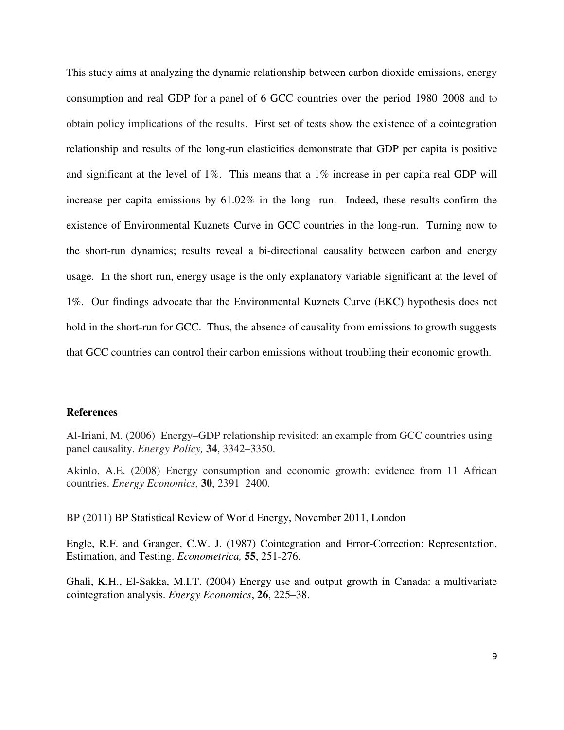This study aims at analyzing the dynamic relationship between carbon dioxide emissions, energy consumption and real GDP for a panel of 6 GCC countries over the period 1980–2008 and to obtain policy implications of the results. First set of tests show the existence of a cointegration relationship and results of the long-run elasticities demonstrate that GDP per capita is positive and significant at the level of 1%. This means that a 1% increase in per capita real GDP will increase per capita emissions by 61.02% in the long- run. Indeed, these results confirm the existence of Environmental Kuznets Curve in GCC countries in the long-run. Turning now to the short-run dynamics; results reveal a bi-directional causality between carbon and energy usage. In the short run, energy usage is the only explanatory variable significant at the level of 1%. Our findings advocate that the Environmental Kuznets Curve (EKC) hypothesis does not hold in the short-run for GCC. Thus, the absence of causality from emissions to growth suggests that GCC countries can control their carbon emissions without troubling their economic growth.

## References

Al-Iriani, M. (2006) Energy–GDP relationship revisited: an example from GCC countries using panel causality. *Energy Policy,* **34**, 3342–3350.

Akinlo, A.E. (2008) Energy consumption and economic growth: evidence from 11 African countries. *Energy Economics,* **30**, 2391–2400.

BP (2011) BP Statistical Review of World Energy, November 2011, London

Engle, R.F. and Granger, C.W. J. (1987) Cointegration and Error-Correction: Representation, Estimation, and Testing. *Econometrica,* **55**, 251-276.

Ghali, K.H., El-Sakka, M.I.T. (2004) Energy use and output growth in Canada: a multivariate cointegration analysis. *Energy Economics*, **26**, 225–38.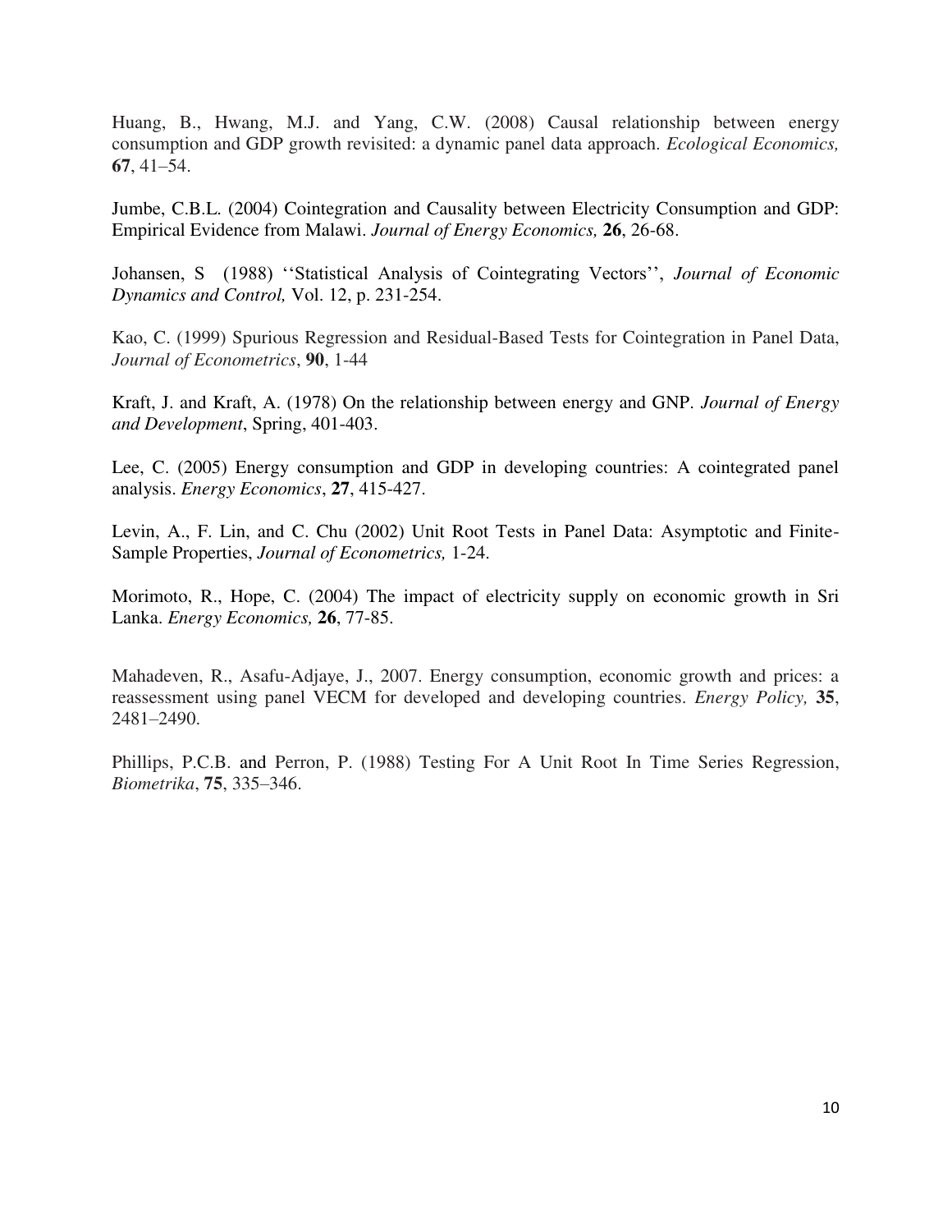Huang, B., Hwang, M.J. and Yang, C.W. (2008) Causal relationship between energy consumption and GDP growth revisited: a dynamic panel data approach. *Ecological Economics,* **67**, 41–54.

Jumbe, C.B.L. (2004) Cointegration and Causality between Electricity Consumption and GDP: Empirical Evidence from Malawi. *Journal of Energy Economics,* **26**, 26-68.

Johansen, S (1988) ''Statistical Analysis of Cointegrating Vectors'', *Journal of Economic Dynamics and Control,* Vol. 12, p. 231-254.

Kao, C. (1999) Spurious Regression and Residual-Based Tests for Cointegration in Panel Data, *Journal of Econometrics*, **90**, 1-44

Kraft, J. and Kraft, A. (1978) On the relationship between energy and GNP. *Journal of Energy and Development*, Spring, 401-403.

Lee, C. (2005) Energy consumption and GDP in developing countries: A cointegrated panel analysis. *Energy Economics*, **27**, 415-427.

Levin, A., F. Lin, and C. Chu (2002) Unit Root Tests in Panel Data: Asymptotic and Finite-Sample Properties, *Journal of Econometrics,* 1-24.

Morimoto, R., Hope, C. (2004) The impact of electricity supply on economic growth in Sri Lanka. *Energy Economics,* **26**, 77-85.

Mahadeven, R., Asafu-Adjaye, J., 2007. Energy consumption, economic growth and prices: a reassessment using panel VECM for developed and developing countries. *Energy Policy,* **35**, 2481–2490.

Phillips, P.C.B. and Perron, P. (1988) Testing For A Unit Root In Time Series Regression, *Biometrika*, **75**, 335–346.